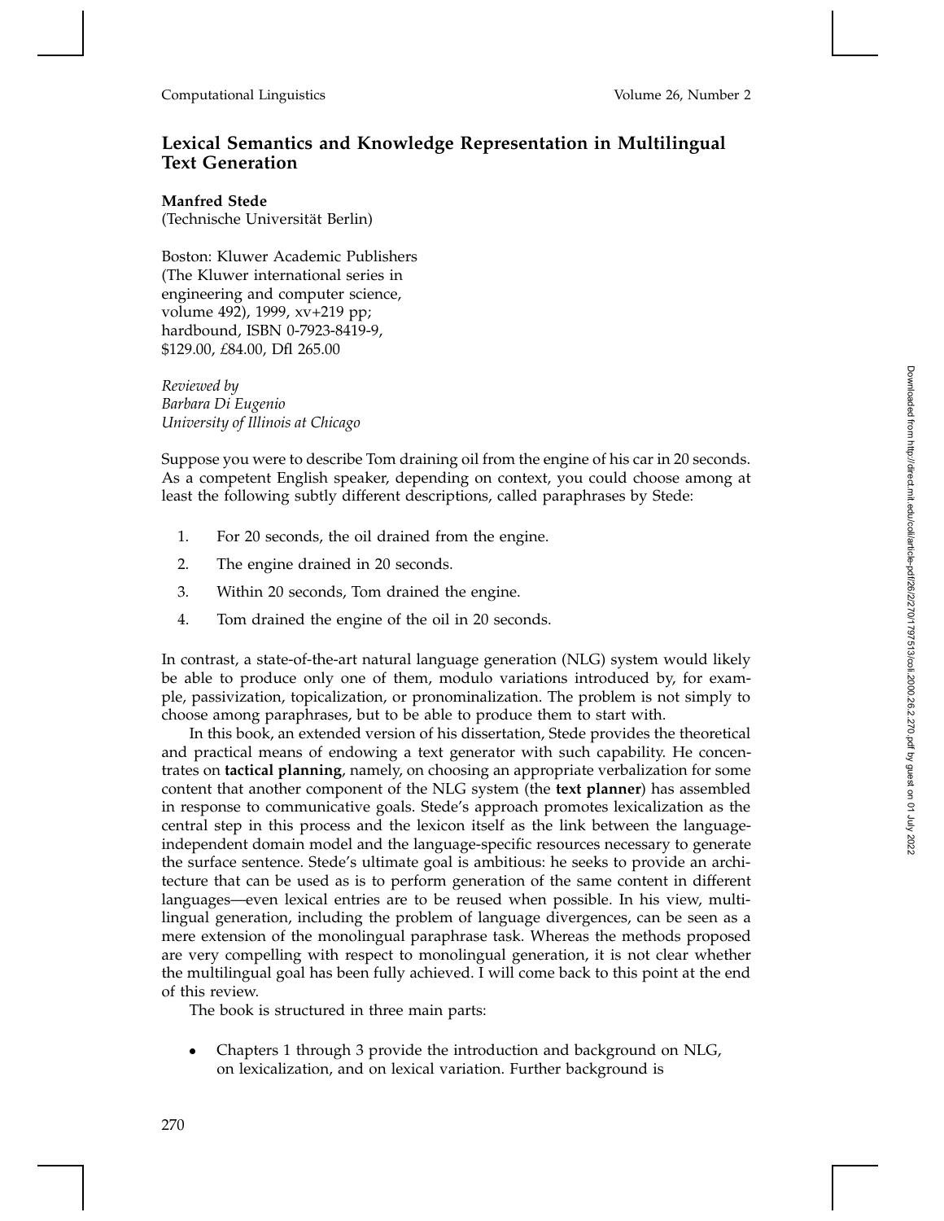## Lexical Semantics and Knowledge Representation in Multilingual Text Generation

**Manfred Stede**
(Technische Universität Berlin)

Boston: Kluwer Academic Publishers
(The Kluwer international series in engineering and computer science, volume 492), 1999, xv+219 pp;
hardbound, ISBN 0-7923-8419-9,
$129.00, £84.00, Dfl 265.00

*Reviewed by*
*Barbara Di Eugenio*
*University of Illinois at Chicago*

Suppose you were to describe Tom draining oil from the engine of his car in 20 seconds. As a competent English speaker, depending on context, you could choose among at least the following subtly different descriptions, called paraphrases by Stede:

1. For 20 seconds, the oil drained from the engine.
2. The engine drained in 20 seconds.
3. Within 20 seconds, Tom drained the engine.
4. Tom drained the engine of the oil in 20 seconds.

In contrast, a state-of-the-art natural language generation (NLG) system would likely be able to produce only one of them, modulo variations introduced by, for example, passivization, topicalization, or pronominalization. The problem is not simply to choose among paraphrases, but to be able to produce them to start with.

In this book, an extended version of his dissertation, Stede provides the theoretical and practical means of endowing a text generator with such capability. He concentrates on **tactical planning**, namely, on choosing an appropriate verbalization for some content that another component of the NLG system (the **text planner**) has assembled in response to communicative goals. Stede's approach promotes lexicalization as the central step in this process and the lexicon itself as the link between the language-independent domain model and the language-specific resources necessary to generate the surface sentence. Stede's ultimate goal is ambitious: he seeks to provide an architecture that can be used as is to perform generation of the same content in different languages—even lexical entries are to be reused when possible. In his view, multilingual generation, including the problem of language divergences, can be seen as a mere extension of the monolingual paraphrase task. Whereas the methods proposed are very compelling with respect to monolingual generation, it is not clear whether the multilingual goal has been fully achieved. I will come back to this point at the end of this review.

The book is structured in three main parts:

- Chapters 1 through 3 provide the introduction and background on NLG, on lexicalization, and on lexical variation. Further background is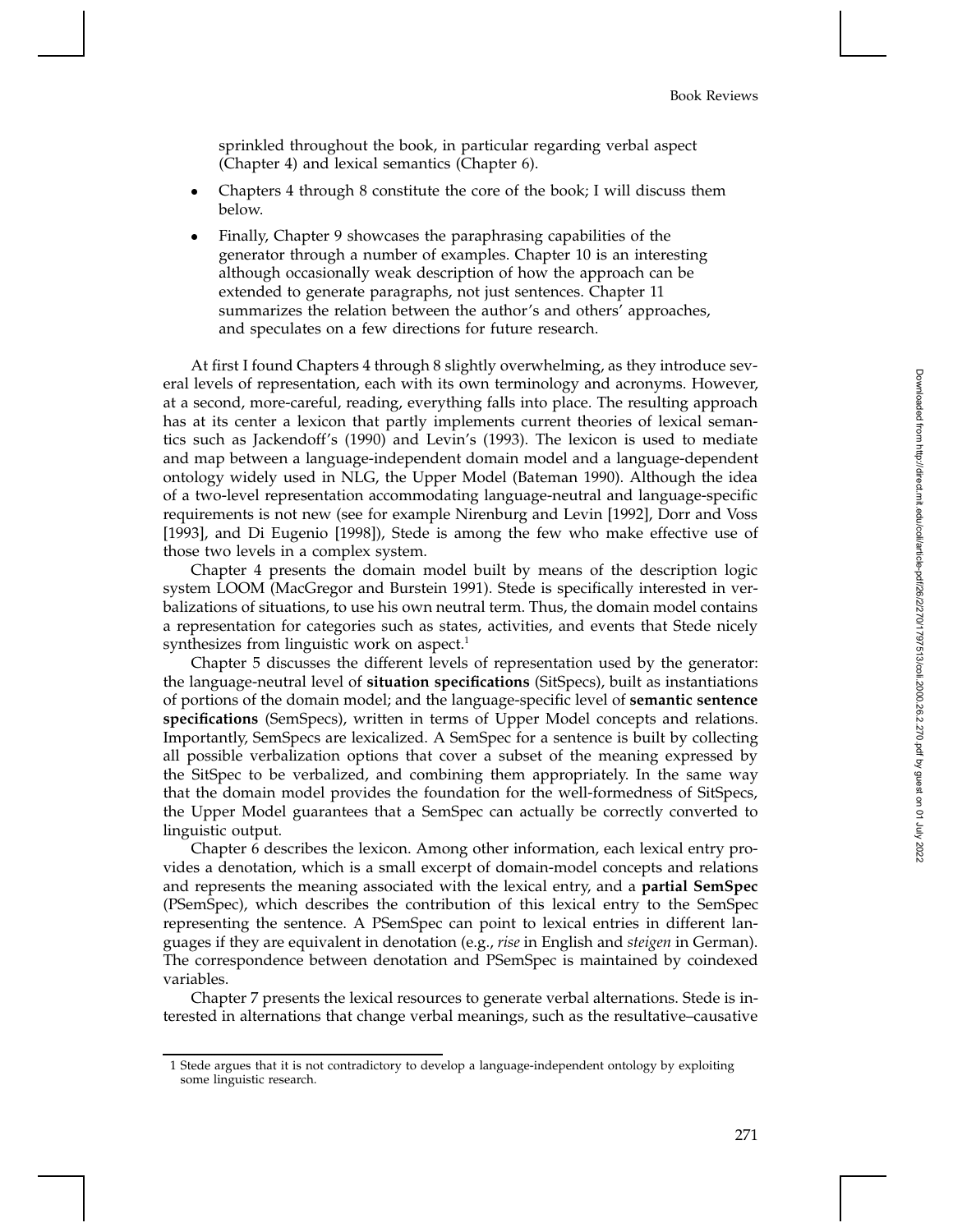sprinkled throughout the book, in particular regarding verbal aspect (Chapter 4) and lexical semantics (Chapter 6).

- Chapters 4 through 8 constitute the core of the book; I will discuss them below.
- Finally, Chapter 9 showcases the paraphrasing capabilities of the generator through a number of examples. Chapter 10 is an interesting although occasionally weak description of how the approach can be extended to generate paragraphs, not just sentences. Chapter 11 summarizes the relation between the author's and others' approaches, and speculates on a few directions for future research.

At first I found Chapters 4 through 8 slightly overwhelming, as they introduce several levels of representation, each with its own terminology and acronyms. However, at a second, more-careful, reading, everything falls into place. The resulting approach has at its center a lexicon that partly implements current theories of lexical semantics such as Jackendoff's (1990) and Levin's (1993). The lexicon is used to mediate and map between a language-independent domain model and a language-dependent ontology widely used in NLG, the Upper Model (Bateman 1990). Although the idea of a two-level representation accommodating language-neutral and language-specific requirements is not new (see for example Nirenburg and Levin [1992], Dorr and Voss [1993], and Di Eugenio [1998]), Stede is among the few who make effective use of those two levels in a complex system.

Chapter 4 presents the domain model built by means of the description logic system LOOM (MacGregor and Burstein 1991). Stede is specifically interested in verbalizations of situations, to use his own neutral term. Thus, the domain model contains a representation for categories such as states, activities, and events that Stede nicely synthesizes from linguistic work on aspect.[1]

Chapter 5 discusses the different levels of representation used by the generator: the language-neutral level of **situation specifications** (SitSpecs), built as instantiations of portions of the domain model; and the language-specific level of **semantic sentence specifications** (SemSpecs), written in terms of Upper Model concepts and relations. Importantly, SemSpecs are lexicalized. A SemSpec for a sentence is built by collecting all possible verbalization options that cover a subset of the meaning expressed by the SitSpec to be verbalized, and combining them appropriately. In the same way that the domain model provides the foundation for the well-formedness of SitSpecs, the Upper Model guarantees that a SemSpec can actually be correctly converted to linguistic output.

Chapter 6 describes the lexicon. Among other information, each lexical entry provides a denotation, which is a small excerpt of domain-model concepts and relations and represents the meaning associated with the lexical entry, and a **partial SemSpec** (PSemSpec), which describes the contribution of this lexical entry to the SemSpec representing the sentence. A PSemSpec can point to lexical entries in different languages if they are equivalent in denotation (e.g., *rise* in English and *steigen* in German). The correspondence between denotation and PSemSpec is maintained by coindexed variables.

Chapter 7 presents the lexical resources to generate verbal alternations. Stede is interested in alternations that change verbal meanings, such as the resultative–causative

---

[1] Stede argues that it is not contradictory to develop a language-independent ontology by exploiting some linguistic research.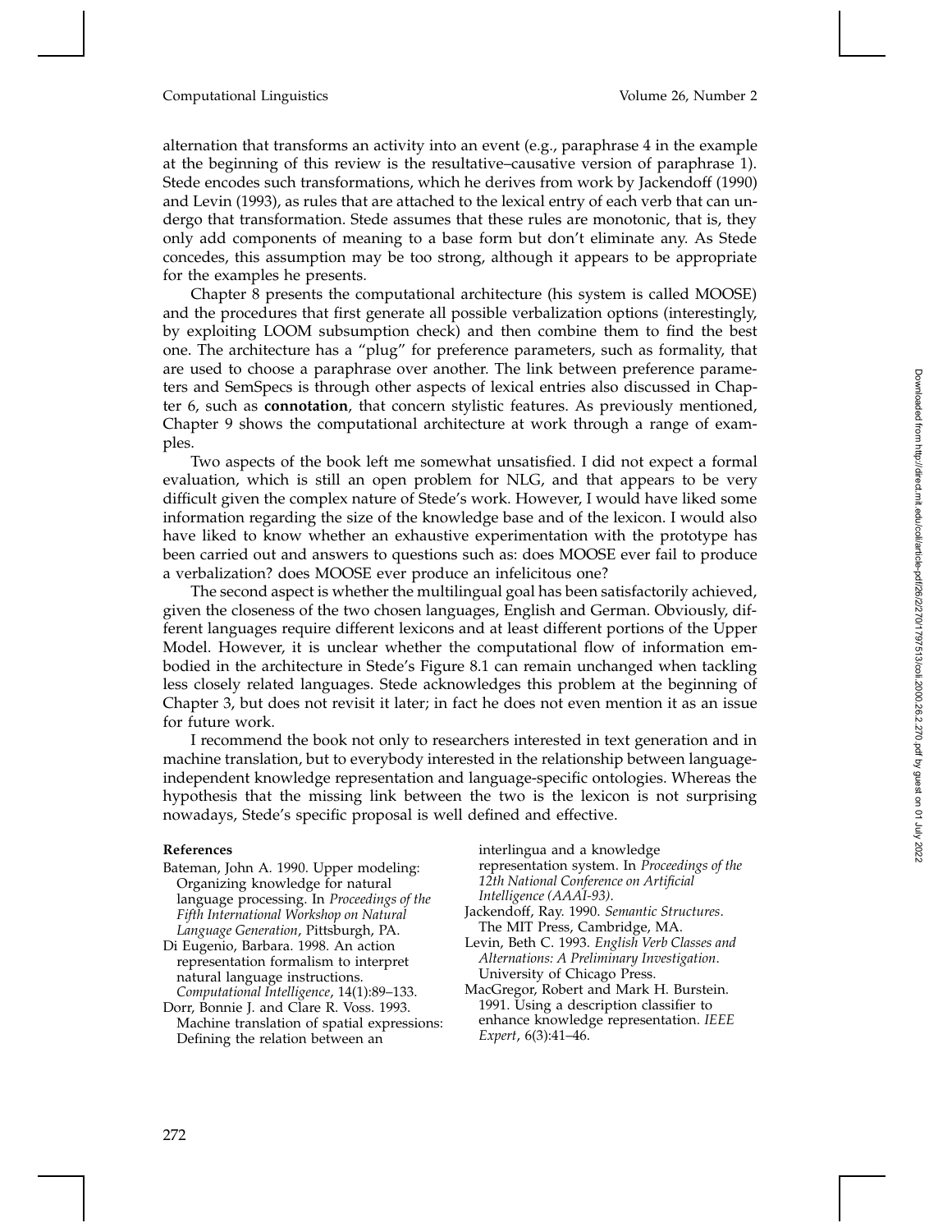alternation that transforms an activity into an event (e.g., paraphrase 4 in the example at the beginning of this review is the resultative–causative version of paraphrase 1). Stede encodes such transformations, which he derives from work by Jackendoff (1990) and Levin (1993), as rules that are attached to the lexical entry of each verb that can undergo that transformation. Stede assumes that these rules are monotonic, that is, they only add components of meaning to a base form but don't eliminate any. As Stede concedes, this assumption may be too strong, although it appears to be appropriate for the examples he presents.

Chapter 8 presents the computational architecture (his system is called MOOSE) and the procedures that first generate all possible verbalization options (interestingly, by exploiting LOOM subsumption check) and then combine them to find the best one. The architecture has a "plug" for preference parameters, such as formality, that are used to choose a paraphrase over another. The link between preference parameters and SemSpecs is through other aspects of lexical entries also discussed in Chapter 6, such as **connotation**, that concern stylistic features. As previously mentioned, Chapter 9 shows the computational architecture at work through a range of examples.

Two aspects of the book left me somewhat unsatisfied. I did not expect a formal evaluation, which is still an open problem for NLG, and that appears to be very difficult given the complex nature of Stede's work. However, I would have liked some information regarding the size of the knowledge base and of the lexicon. I would also have liked to know whether an exhaustive experimentation with the prototype has been carried out and answers to questions such as: does MOOSE ever fail to produce a verbalization? does MOOSE ever produce an infelicitous one?

The second aspect is whether the multilingual goal has been satisfactorily achieved, given the closeness of the two chosen languages, English and German. Obviously, different languages require different lexicons and at least different portions of the Upper Model. However, it is unclear whether the computational flow of information embodied in the architecture in Stede's Figure 8.1 can remain unchanged when tackling less closely related languages. Stede acknowledges this problem at the beginning of Chapter 3, but does not revisit it later; in fact he does not even mention it as an issue for future work.

I recommend the book not only to researchers interested in text generation and in machine translation, but to everybody interested in the relationship between language-independent knowledge representation and language-specific ontologies. Whereas the hypothesis that the missing link between the two is the lexicon is not surprising nowadays, Stede's specific proposal is well defined and effective.

**References**

Bateman, John A. 1990. Upper modeling: Organizing knowledge for natural language processing. In *Proceedings of the Fifth International Workshop on Natural Language Generation*, Pittsburgh, PA.

Di Eugenio, Barbara. 1998. An action representation formalism to interpret natural language instructions. *Computational Intelligence*, 14(1):89–133.

Dorr, Bonnie J. and Clare R. Voss. 1993. Machine translation of spatial expressions: Defining the relation between an interlingua and a knowledge representation system. In *Proceedings of the 12th National Conference on Artificial Intelligence (AAAI-93)*.

Jackendoff, Ray. 1990. *Semantic Structures*. The MIT Press, Cambridge, MA.

Levin, Beth C. 1993. *English Verb Classes and Alternations: A Preliminary Investigation*. University of Chicago Press.

MacGregor, Robert and Mark H. Burstein. 1991. Using a description classifier to enhance knowledge representation. *IEEE Expert*, 6(3):41–46.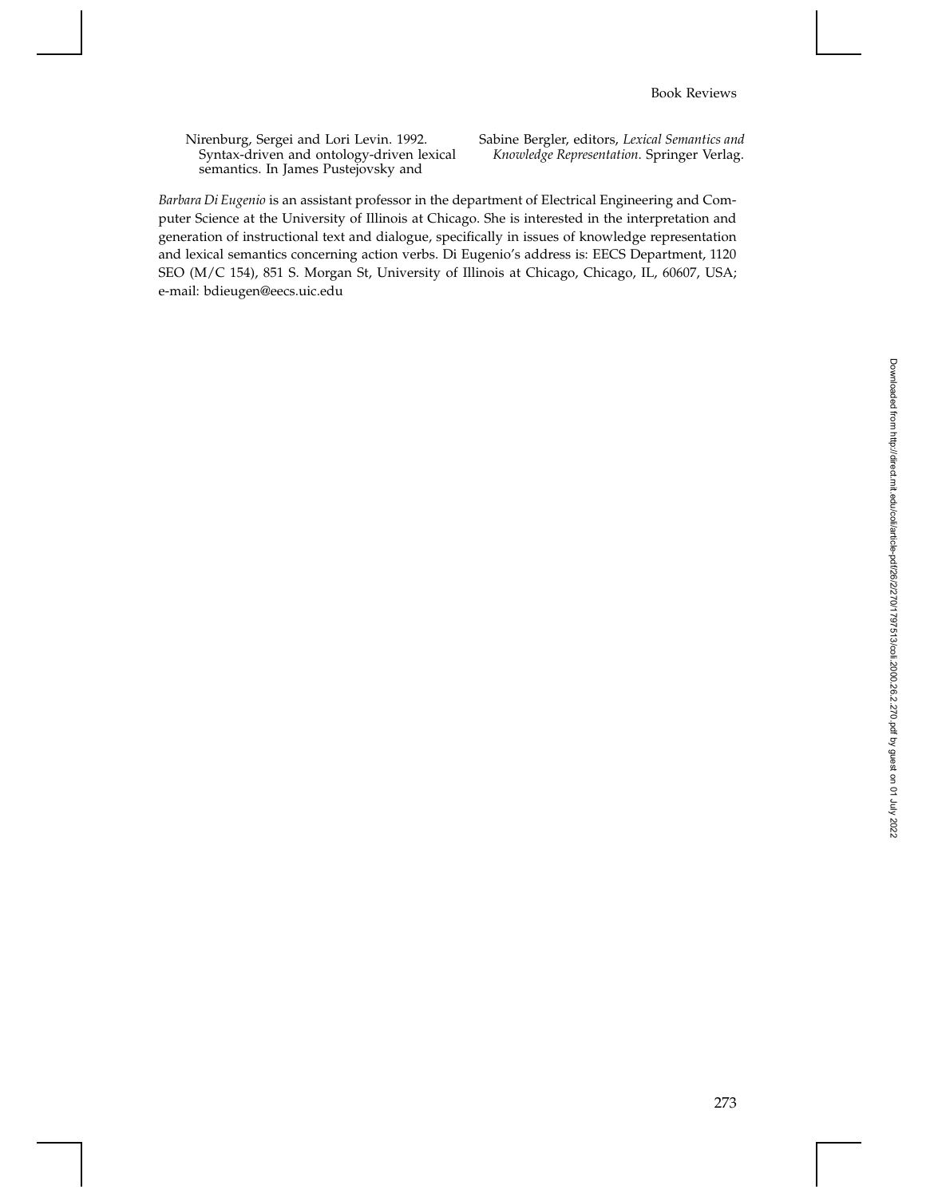Nirenburg, Sergei and Lori Levin. 1992. Syntax-driven and ontology-driven lexical semantics. In James Pustejovsky and Sabine Bergler, editors, *Lexical Semantics and Knowledge Representation*. Springer Verlag.

*Barbara Di Eugenio* is an assistant professor in the department of Electrical Engineering and Computer Science at the University of Illinois at Chicago. She is interested in the interpretation and generation of instructional text and dialogue, specifically in issues of knowledge representation and lexical semantics concerning action verbs. Di Eugenio's address is: EECS Department, 1120 SEO (M/C 154), 851 S. Morgan St, University of Illinois at Chicago, Chicago, IL, 60607, USA; e-mail: bdieugen@eecs.uic.edu